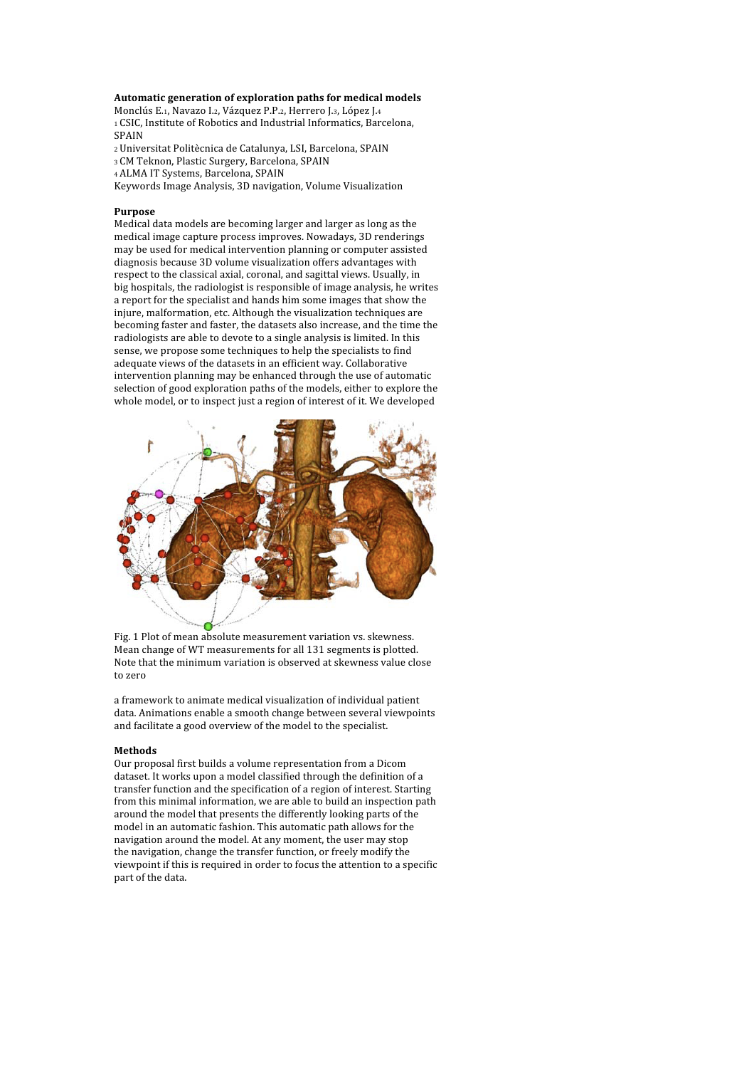**Automatic generation of exploration paths for medical models**

Monclús E.[1], Navazo I.[2], Vázquez P.P.[2], Herrero J.[3], López J.[4]

[1] CSIC, Institute of Robotics and Industrial Informatics, Barcelona, SPAIN

[2] Universitat Politècnica de Catalunya, LSI, Barcelona, SPAIN

[3] CM Teknon, Plastic Surgery, Barcelona, SPAIN

[4] ALMA IT Systems, Barcelona, SPAIN

Keywords Image Analysis, 3D navigation, Volume Visualization

**Purpose**

Medical data models are becoming larger and larger as long as the medical image capture process improves. Nowadays, 3D renderings may be used for medical intervention planning or computer assisted diagnosis because 3D volume visualization offers advantages with respect to the classical axial, coronal, and sagittal views. Usually, in big hospitals, the radiologist is responsible of image analysis, he writes a report for the specialist and hands him some images that show the injure, malformation, etc. Although the visualization techniques are becoming faster and faster, the datasets also increase, and the time the radiologists are able to devote to a single analysis is limited. In this sense, we propose some techniques to help the specialists to find adequate views of the datasets in an efficient way. Collaborative intervention planning may be enhanced through the use of automatic selection of good exploration paths of the models, either to explore the whole model, or to inspect just a region of interest of it. We developed a framework to animate medical visualization of individual patient data. Animations enable a smooth change between several viewpoints and facilitate a good overview of the model to the specialist.

Fig. 1 Plot of mean absolute measurement variation vs. skewness. Mean change of WT measurements for all 131 segments is plotted. Note that the minimum variation is observed at skewness value close to zero

**Methods**

Our proposal first builds a volume representation from a Dicom dataset. It works upon a model classified through the definition of a transfer function and the specification of a region of interest. Starting from this minimal information, we are able to build an inspection path around the model that presents the differently looking parts of the model in an automatic fashion. This automatic path allows for the navigation around the model. At any moment, the user may stop the navigation, change the transfer function, or freely modify the viewpoint if this is required in order to focus the attention to a specific part of the data.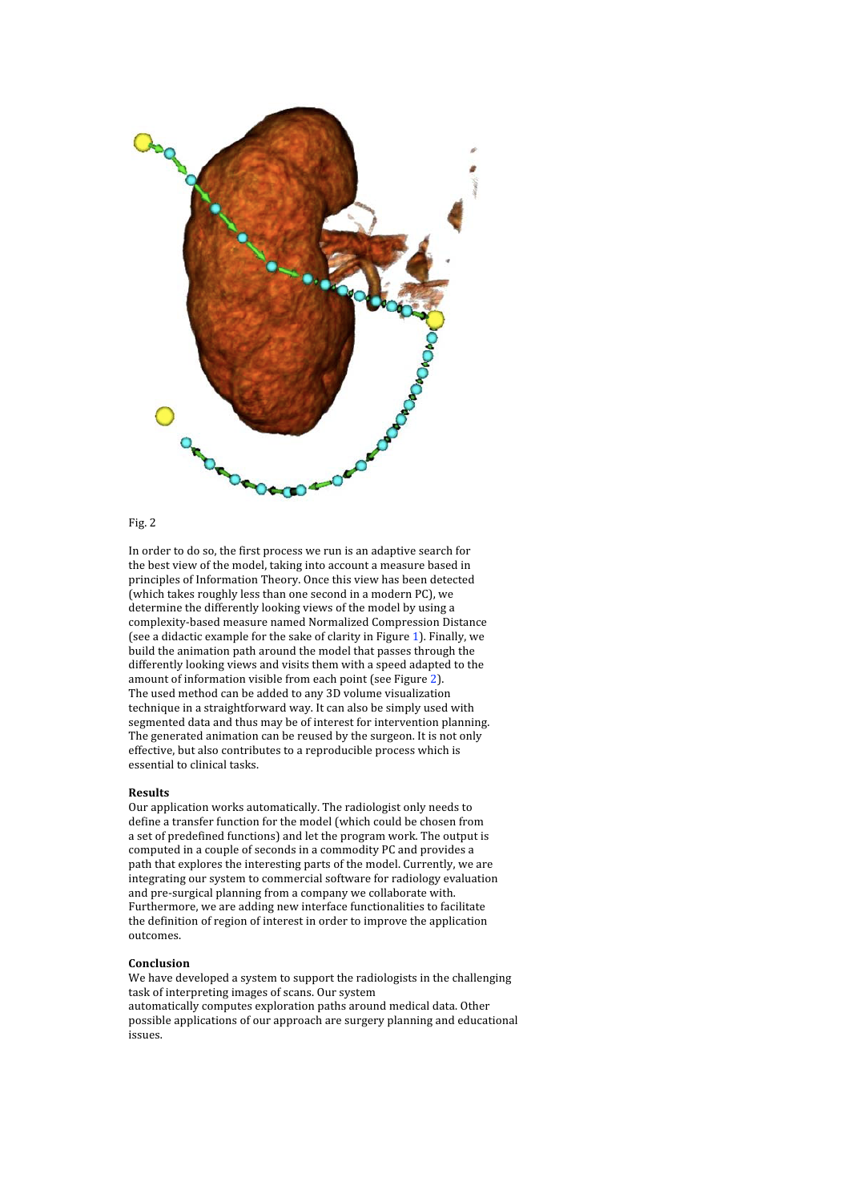Fig. 2

In order to do so, the first process we run is an adaptive search for the best view of the model, taking into account a measure based in principles of Information Theory. Once this view has been detected (which takes roughly less than one second in a modern PC), we determine the differently looking views of the model by using a complexity-based measure named Normalized Compression Distance (see a didactic example for the sake of clarity in Figure 1). Finally, we build the animation path around the model that passes through the differently looking views and visits them with a speed adapted to the amount of information visible from each point (see Figure 2). The used method can be added to any 3D volume visualization technique in a straightforward way. It can also be simply used with segmented data and thus may be of interest for intervention planning. The generated animation can be reused by the surgeon. It is not only effective, but also contributes to a reproducible process which is essential to clinical tasks.

**Results**

Our application works automatically. The radiologist only needs to define a transfer function for the model (which could be chosen from a set of predefined functions) and let the program work. The output is computed in a couple of seconds in a commodity PC and provides a path that explores the interesting parts of the model. Currently, we are integrating our system to commercial software for radiology evaluation and pre-surgical planning from a company we collaborate with. Furthermore, we are adding new interface functionalities to facilitate the definition of region of interest in order to improve the application outcomes.

**Conclusion**

We have developed a system to support the radiologists in the challenging task of interpreting images of scans. Our system automatically computes exploration paths around medical data. Other possible applications of our approach are surgery planning and educational issues.